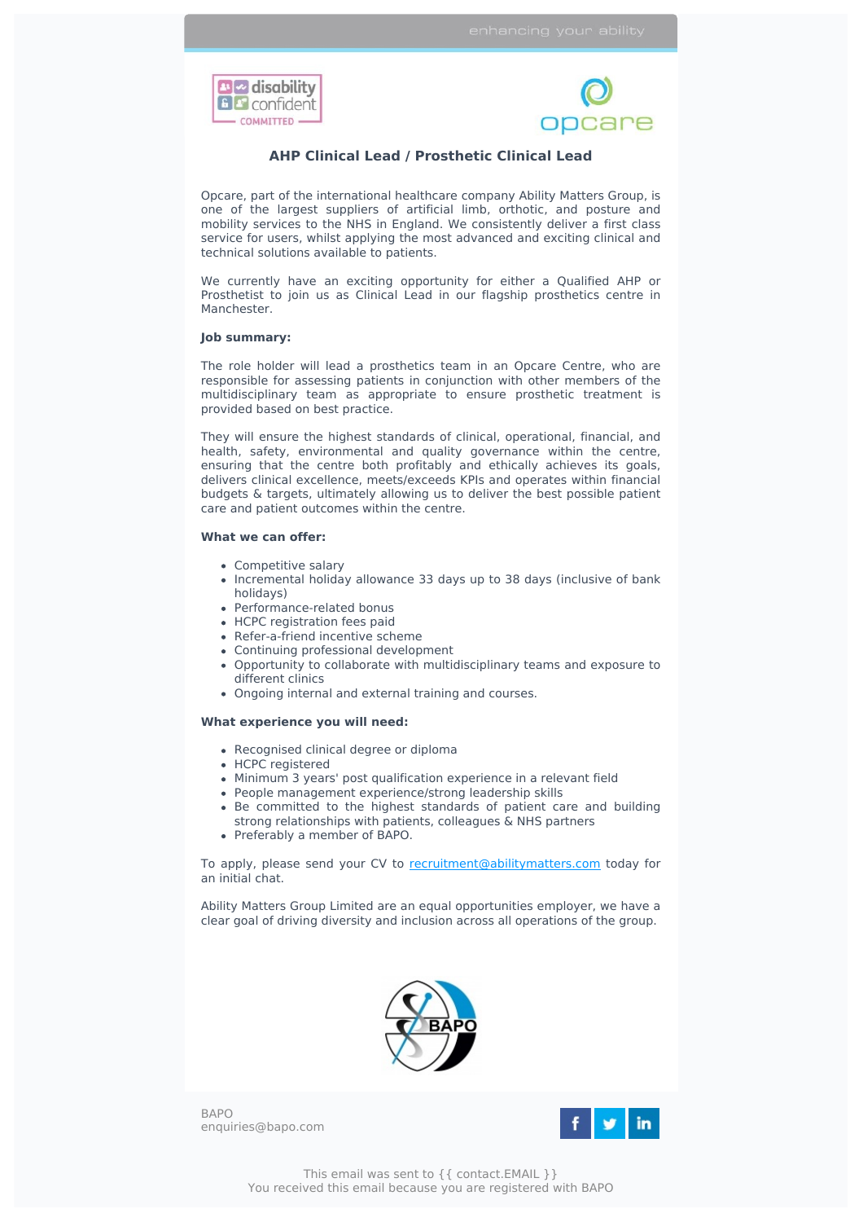## AHP Clinical Lead / Prosthetic Clinical Lead

Opcare, part of the international healthcare company Ability Matters Group, is one of the largest suppliers of artificial limb, orthotic, and posture and mobility services to the NHS in England. We consistently deliver a first class service for users, whilst applying the most advanced and exciting clinical and technical solutions available to patients.

We currently have an exciting opportunity for either a Qualified AHP or Prosthetist to join us as Clinical Lead in our flagship prosthetics centre in Manchester.

**Job summary:**

The role holder will lead a prosthetics team in an Opcare Centre, who are responsible for assessing patients in conjunction with other members of the multidisciplinary team as appropriate to ensure prosthetic treatment is provided based on best practice.

They will ensure the highest standards of clinical, operational, financial, and health, safety, environmental and quality governance within the centre, ensuring that the centre both profitably and ethically achieves its goals, delivers clinical excellence, meets/exceeds KPIs and operates within financial budgets & targets, ultimately allowing us to deliver the best possible patient care and patient outcomes within the centre.

**What we can offer:**

- Competitive salary
- Incremental holiday allowance 33 days up to 38 days (inclusive of bank holidays)
- Performance-related bonus
- HCPC registration fees paid
- Refer-a-friend incentive scheme
- Continuing professional development
- Opportunity to collaborate with multidisciplinary teams and exposure to different clinics
- Ongoing internal and external training and courses.

**What experience you will need:**

- Recognised clinical degree or diploma
- HCPC registered
- Minimum 3 years' post qualification experience in a relevant field
- People management experience/strong leadership skills
- Be committed to the highest standards of patient care and building strong relationships with patients, colleagues & NHS partners
- Preferably a member of BAPO.

To apply, please send your CV to recruitment@abilitymatters.com today for an initial chat.

Ability Matters Group Limited are an equal opportunities employer, we have a clear goal of driving diversity and inclusion across all operations of the group.

BAPO
enquiries@bapo.com

This email was sent to {{ contact.EMAIL }}
You received this email because you are registered with BAPO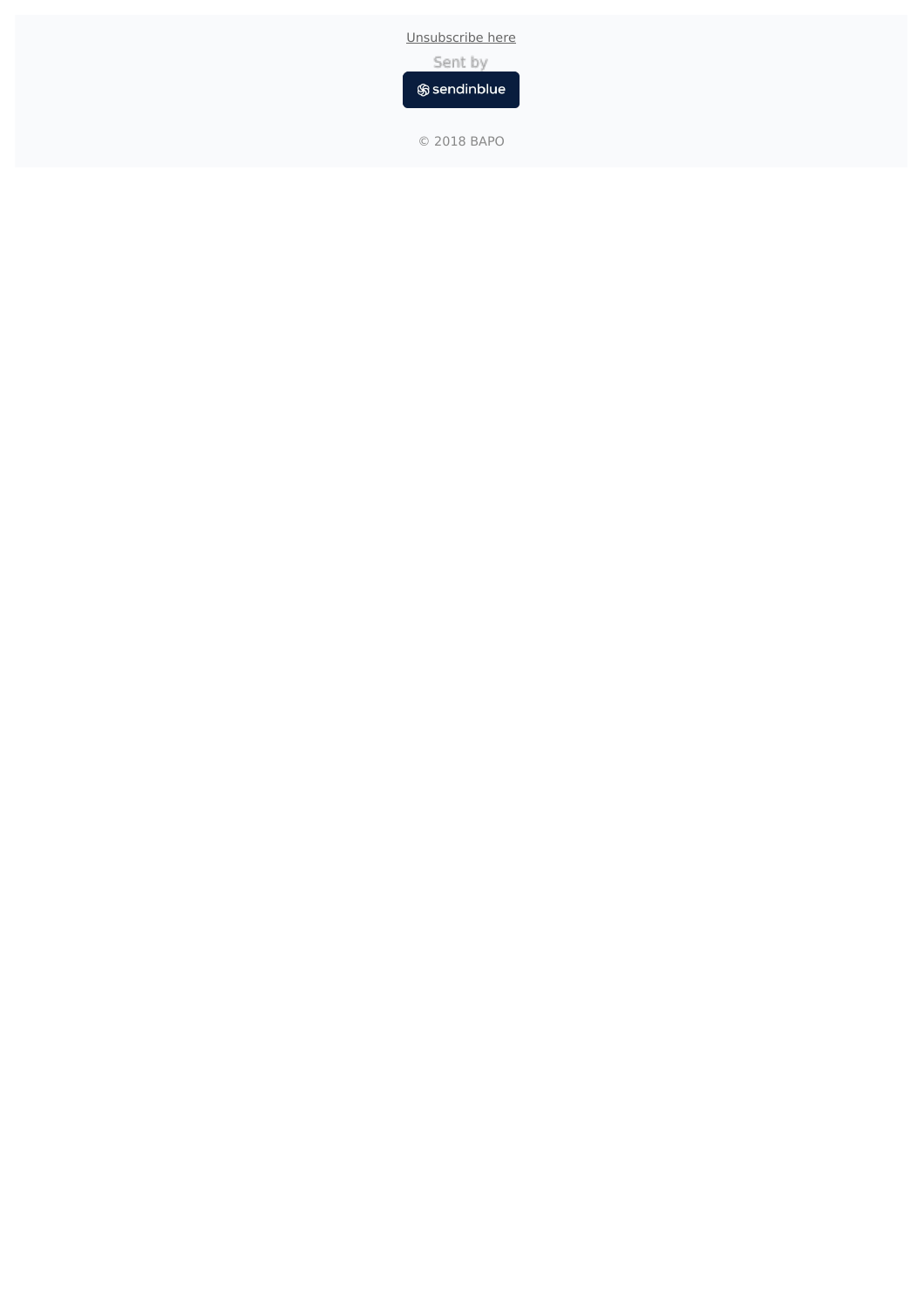Unsubscribe here

Sent by

sendinblue

© 2018 BAPO